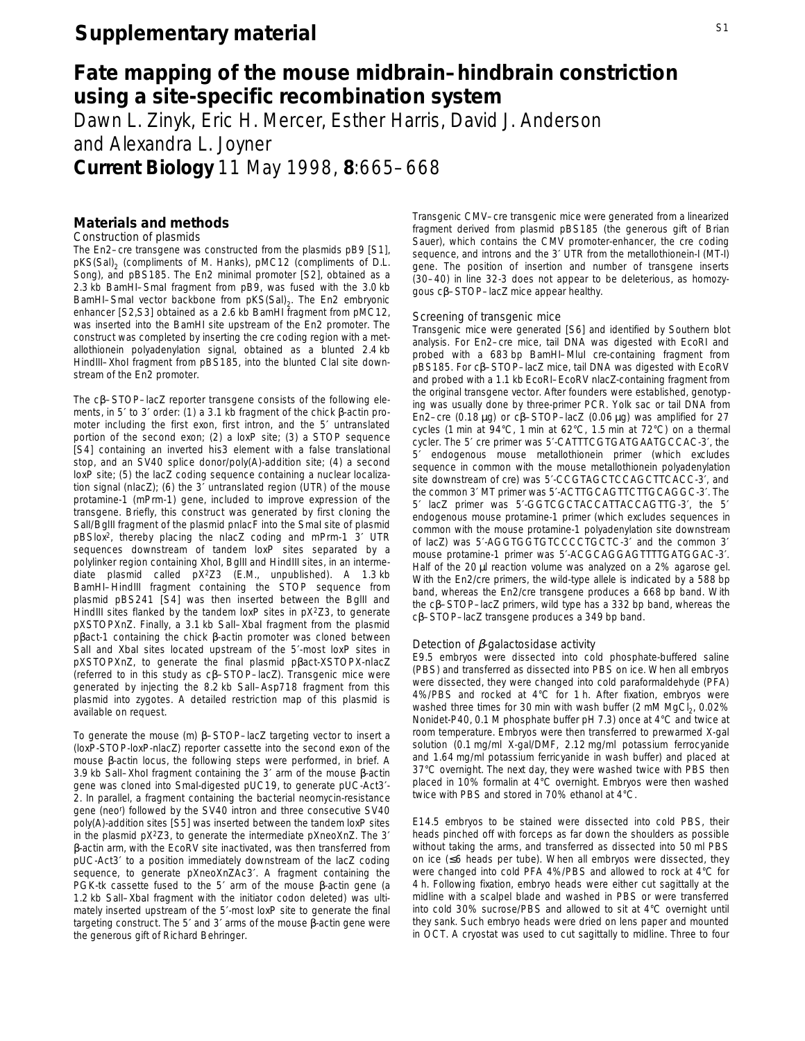# Supplementary material

## Fate mapping of the mouse midbrain–hindbrain constriction using a site-specific recombination system

Dawn L. Zinyk, Eric H. Mercer, Esther Harris, David J. Anderson and Alexandra L. Joyner

**Current Biology** 11 May 1998, **8**:665–668

### Materials and methods

#### Construction of plasmids

The En2–cre transgene was constructed from the plasmids pB9 [S1], pKS(Sal)$_2$ (compliments of M. Hanks), pMC12 (compliments of D.L. Song), and pBS185. The En2 minimal promoter [S2], obtained as a 2.3 kb BamHI–SmaI fragment from pB9, was fused with the 3.0 kb BamHI–SmaI vector backbone from pKS(Sal)$_2$. The En2 embryonic enhancer [S2,S3] obtained as a 2.6 kb BamHI fragment from pMC12, was inserted into the BamHI site upstream of the En2 promoter. The construct was completed by inserting the cre coding region with a metallothionein polyadenylation signal, obtained as a blunted 2.4 kb HindIII–XhoI fragment from pBS185, into the blunted ClaI site downstream of the En2 promoter.

The cβ–STOP–lacZ reporter transgene consists of the following elements, in 5′ to 3′ order: (1) a 3.1 kb fragment of the chick β-actin promoter including the first exon, first intron, and the 5′ untranslated portion of the second exon; (2) a loxP site; (3) a STOP sequence [S4] containing an inverted his3 element with a false translational stop, and an SV40 splice donor/poly(A)-addition site; (4) a second loxP site; (5) the lacZ coding sequence containing a nuclear localization signal (nlacZ); (6) the 3′ untranslated region (UTR) of the mouse protamine-1 (mPrm-1) gene, included to improve expression of the transgene. Briefly, this construct was generated by first cloning the SalI/BglII fragment of the plasmid pnlacF into the SmaI site of plasmid pBSlox², thereby placing the nlacZ coding and mPrm-1 3′ UTR sequences downstream of tandem loxP sites separated by a polylinker region containing XhoI, BglII and HindIII sites, in an intermediate plasmid called pX²Z3 (E.M., unpublished). A 1.3 kb BamHI–HindIII fragment containing the STOP sequence from plasmid pBS241 [S4] was then inserted between the BglII and HindIII sites flanked by the tandem loxP sites in pX²Z3, to generate pXSTOPXnZ. Finally, a 3.1 kb SalI–XbaI fragment from the plasmid pβact-1 containing the chick β-actin promoter was cloned between SalI and XbaI sites located upstream of the 5′-most loxP sites in pXSTOPXnZ, to generate the final plasmid pβact-XSTOPX-nlacZ (referred to in this study as cβ–STOP–lacZ). Transgenic mice were generated by injecting the 8.2 kb SalI–Asp718 fragment from this plasmid into zygotes. A detailed restriction map of this plasmid is available on request.

To generate the mouse (m) β–STOP–lacZ targeting vector to insert a (loxP-STOP-loxP-nlacZ) reporter cassette into the second exon of the mouse β-actin locus, the following steps were performed, in brief. A 3.9 kb SalI–XhoI fragment containing the 3′ arm of the mouse β-actin gene was cloned into SmaI-digested pUC19, to generate pUC-Act3′-2. In parallel, a fragment containing the bacterial neomycin-resistance gene (neo$^r$) followed by the SV40 intron and three consecutive SV40 poly(A)-addition sites [S5] was inserted between the tandem loxP sites in the plasmid pX²Z3, to generate the intermediate pXneoXnZ. The 3′ β-actin arm, with the EcoRV site inactivated, was then transferred from pUC-Act3′ to a position immediately downstream of the lacZ coding sequence, to generate pXneoXnZAc3′. A fragment containing the PGK-tk cassette fused to the 5′ arm of the mouse β-actin gene (a 1.2 kb SalI–XbaI fragment with the initiator codon deleted) was ultimately inserted upstream of the 5′-most loxP site to generate the final targeting construct. The 5′ and 3′ arms of the mouse β-actin gene were the generous gift of Richard Behringer.

Transgenic CMV–cre transgenic mice were generated from a linearized fragment derived from plasmid pBS185 (the generous gift of Brian Sauer), which contains the CMV promoter-enhancer, the cre coding sequence, and introns and the 3′ UTR from the metallothionein-I (MT-I) gene. The position of insertion and number of transgene inserts (30–40) in line 32-3 does not appear to be deleterious, as homozygous cβ–STOP–lacZ mice appear healthy.

#### Screening of transgenic mice

Transgenic mice were generated [S6] and identified by Southern blot analysis. For En2–cre mice, tail DNA was digested with EcoRI and probed with a 683 bp BamHI–MluI cre-containing fragment from pBS185. For cβ–STOP–lacZ mice, tail DNA was digested with EcoRV and probed with a 1.1 kb EcoRI–EcoRV nlacZ-containing fragment from the original transgene vector. After founders were established, genotyping was usually done by three-primer PCR. Yolk sac or tail DNA from En2–cre (0.18 μg) or cβ–STOP–lacZ (0.06 μg) was amplified for 27 cycles (1 min at 94°C, 1 min at 62°C, 1.5 min at 72°C) on a thermal cycler. The 5′ cre primer was 5′-CATTTCGTGATGAATGCCAC-3′, the 5′ endogenous mouse metallothionein primer (which excludes sequence in common with the mouse metallothionein polyadenylation site downstream of cre) was 5′-CCGTAGCTCCAGCTTCACC-3′, and the common 3′ MT primer was 5′-ACTTGCAGTTCTTGCAGGC-3′. The 5′ lacZ primer was 5′-GGTCGCTACCATTACCAGTTG-3′, the 5′ endogenous mouse protamine-1 primer (which excludes sequences in common with the mouse protamine-1 polyadenylation site downstream of lacZ) was 5′-AGGTGGTGTCCCCTGCTC-3′ and the common 3′ mouse protamine-1 primer was 5′-ACGCAGGAGTTTTGATGGAC-3′. Half of the 20 μl reaction volume was analyzed on a 2% agarose gel. With the En2/cre primers, the wild-type allele is indicated by a 588 bp band, whereas the En2/cre transgene produces a 668 bp band. With the cβ–STOP–lacZ primers, wild type has a 332 bp band, whereas the cβ–STOP–lacZ transgene produces a 349 bp band.

#### Detection of β-galactosidase activity

E9.5 embryos were dissected into cold phosphate-buffered saline (PBS) and transferred as dissected into PBS on ice. When all embryos were dissected, they were changed into cold paraformaldehyde (PFA) 4%/PBS and rocked at 4°C for 1 h. After fixation, embryos were washed three times for 30 min with wash buffer (2 mM $MgCl_2$, 0.02% Nonidet-P40, 0.1 M phosphate buffer pH 7.3) once at 4°C and twice at room temperature. Embryos were then transferred to prewarmed X-gal solution (0.1 mg/ml X-gal/DMF, 2.12 mg/ml potassium ferrocyanide and 1.64 mg/ml potassium ferricyanide in wash buffer) and placed at 37°C overnight. The next day, they were washed twice with PBS then placed in 10% formalin at 4°C overnight. Embryos were then washed twice with PBS and stored in 70% ethanol at 4°C.

E14.5 embryos to be stained were dissected into cold PBS, their heads pinched off with forceps as far down the shoulders as possible without taking the arms, and transferred as dissected into 50 ml PBS on ice (≤6 heads per tube). When all embryos were dissected, they were changed into cold PFA 4%/PBS and allowed to rock at 4°C for 4 h. Following fixation, embryo heads were either cut sagittally at the midline with a scalpel blade and washed in PBS or were transferred into cold 30% sucrose/PBS and allowed to sit at 4°C overnight until they sank. Such embryo heads were dried on lens paper and mounted in OCT. A cryostat was used to cut sagittally to midline. Three to four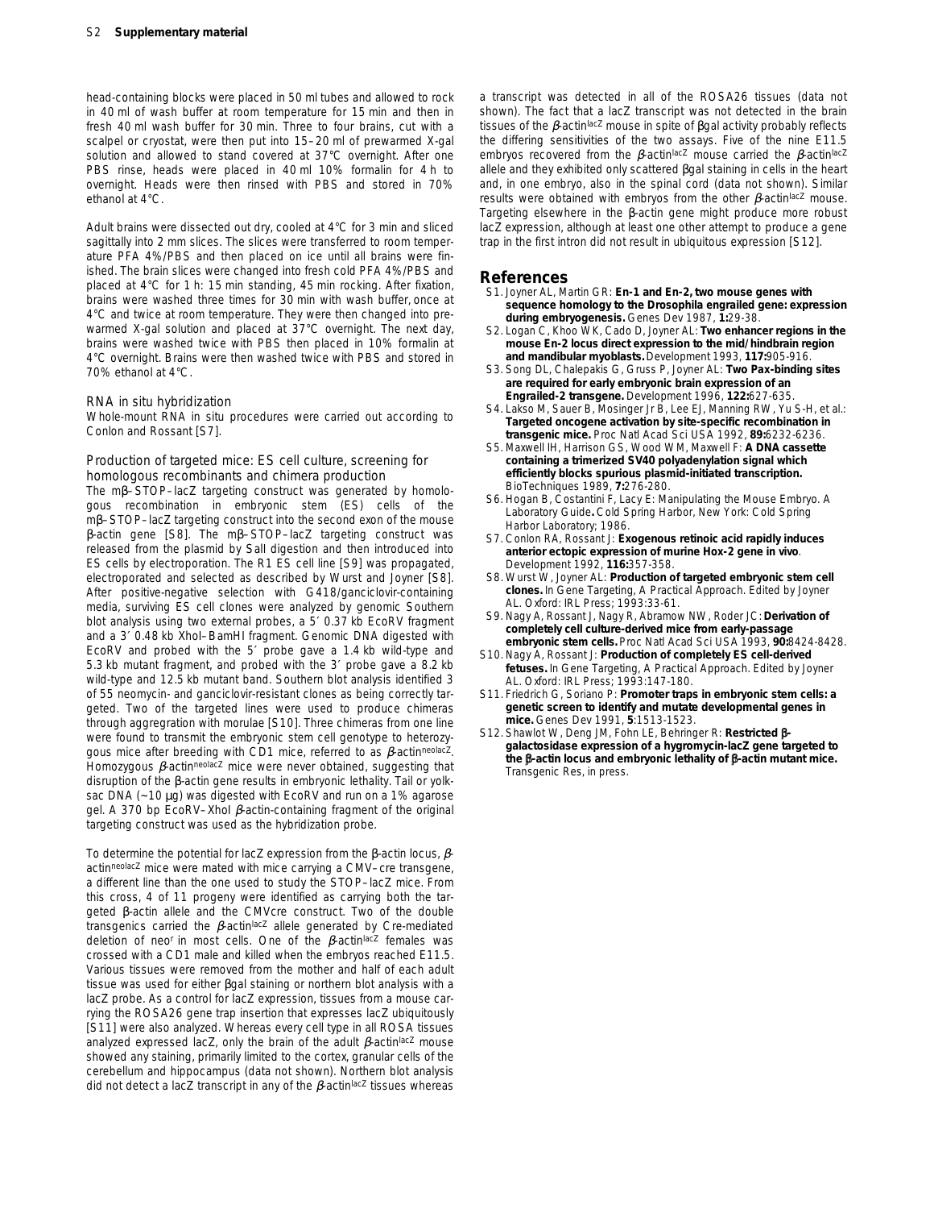head-containing blocks were placed in 50 ml tubes and allowed to rock in 40 ml of wash buffer at room temperature for 15 min and then in fresh 40 ml wash buffer for 30 min. Three to four brains, cut with a scalpel or cryostat, were then put into 15–20 ml of prewarmed X-gal solution and allowed to stand covered at 37°C overnight. After one PBS rinse, heads were placed in 40 ml 10% formalin for 4 h to overnight. Heads were then rinsed with PBS and stored in 70% ethanol at 4°C.

Adult brains were dissected out dry, cooled at 4°C for 3 min and sliced sagittally into 2 mm slices. The slices were transferred to room temperature PFA 4%/PBS and then placed on ice until all brains were finished. The brain slices were changed into fresh cold PFA 4%/PBS and placed at 4°C for 1 h: 15 min standing, 45 min rocking. After fixation, brains were washed three times for 30 min with wash buffer, once at 4°C and twice at room temperature. They were then changed into prewarmed X-gal solution and placed at 37°C overnight. The next day, brains were washed twice with PBS then placed in 10% formalin at 4°C overnight. Brains were then washed twice with PBS and stored in 70% ethanol at 4°C.

### RNA in situ hybridization

Whole-mount RNA in situ procedures were carried out according to Conlon and Rossant [S7].

### Production of targeted mice: ES cell culture, screening for homologous recombinants and chimera production

The mβ–STOP–lacZ targeting construct was generated by homologous recombination in embryonic stem (ES) cells of the mβ–STOP–lacZ targeting construct into the second exon of the mouse β-actin gene [S8]. The mβ–STOP–lacZ targeting construct was released from the plasmid by SalI digestion and then introduced into ES cells by electroporation. The R1 ES cell line [S9] was propagated, electroporated and selected as described by Wurst and Joyner [S8]. After positive-negative selection with G418/ganciclovir-containing media, surviving ES cell clones were analyzed by genomic Southern blot analysis using two external probes, a 5′ 0.37 kb EcoRV fragment and a 3′ 0.48 kb XhoI–BamHI fragment. Genomic DNA digested with EcoRV and probed with the 5′ probe gave a 1.4 kb wild-type and 5.3 kb mutant fragment, and probed with the 3′ probe gave a 8.2 kb wild-type and 12.5 kb mutant band. Southern blot analysis identified 3 of 55 neomycin- and ganciclovir-resistant clones as being correctly targeted. Two of the targeted lines were used to produce chimeras through aggregration with morulae [S10]. Three chimeras from one line were found to transmit the embryonic stem cell genotype to heterozygous mice after breeding with CD1 mice, referred to as *β-actin*$^{neolacZ}$. Homozygous *β-actin*$^{neolacZ}$ mice were never obtained, suggesting that disruption of the β-actin gene results in embryonic lethality. Tail or yolk-sac DNA (~10 μg) was digested with EcoRV and run on a 1% agarose gel. A 370 bp EcoRV–XhoI *β*-actin-containing fragment of the original targeting construct was used as the hybridization probe.

To determine the potential for lacZ expression from the β-actin locus, *β-actin*$^{neolacZ}$ mice were mated with mice carrying a CMV–cre transgene, a different line than the one used to study the STOP–lacZ mice. From this cross, 4 of 11 progeny were identified as carrying both the targeted β-actin allele and the CMVcre construct. Two of the double transgenics carried the *β-actin*$^{lacZ}$ allele generated by Cre-mediated deletion of neo$^r$ in most cells. One of the *β-actin*$^{lacZ}$ females was crossed with a CD1 male and killed when the embryos reached E11.5. Various tissues were removed from the mother and half of each adult tissue was used for either βgal staining or northern blot analysis with a lacZ probe. As a control for lacZ expression, tissues from a mouse carrying the ROSA26 gene trap insertion that expresses lacZ ubiquitously [S11] were also analyzed. Whereas every cell type in all ROSA tissues analyzed expressed lacZ, only the brain of the adult *β-actin*$^{lacZ}$ mouse showed any staining, primarily limited to the cortex, granular cells of the cerebellum and hippocampus (data not shown). Northern blot analysis did not detect a lacZ transcript in any of the *β-actin*$^{lacZ}$ tissues whereas a transcript was detected in all of the ROSA26 tissues (data not shown). The fact that a lacZ transcript was not detected in the brain tissues of the *β-actin*$^{lacZ}$ mouse in spite of βgal activity probably reflects the differing sensitivities of the two assays. Five of the nine E11.5 embryos recovered from the *β-actin*$^{lacZ}$ mouse carried the *β-actin*$^{lacZ}$ allele and they exhibited only scattered βgal staining in cells in the heart and, in one embryo, also in the spinal cord (data not shown). Similar results were obtained with embryos from the other *β-actin*$^{lacZ}$ mouse. Targeting elsewhere in the β-actin gene might produce more robust lacZ expression, although at least one other attempt to produce a gene trap in the first intron did not result in ubiquitous expression [S12].

## References

S1. Joyner AL, Martin GR: **En-1 and En-2, two mouse genes with sequence homology to the Drosophila engrailed gene: expression during embryogenesis.** Genes Dev 1987, **1:**29-38.

S2. Logan C, Khoo WK, Cado D, Joyner AL: **Two enhancer regions in the mouse En-2 locus direct expression to the mid/hindbrain region and mandibular myoblasts.** Development 1993, **117:**905-916.

S3. Song DL, Chalepakis G, Gruss P, Joyner AL: **Two Pax-binding sites are required for early embryonic brain expression of an Engrailed-2 transgene.** Development 1996, **122:**627-635.

S4. Lakso M, Sauer B, Mosinger Jr B, Lee EJ, Manning RW, Yu S-H, et al.: **Targeted oncogene activation by site-specific recombination in transgenic mice.** Proc Natl Acad Sci USA 1992, **89:**6232-6236.

S5. Maxwell IH, Harrison GS, Wood WM, Maxwell F: **A DNA cassette containing a trimerized SV40 polyadenylation signal which efficiently blocks spurious plasmid-initiated transcription.** BioTechniques 1989, **7:**276-280.

S6. Hogan B, Costantini F, Lacy E: Manipulating the Mouse Embryo. A Laboratory Guide**.** Cold Spring Harbor, New York: Cold Spring Harbor Laboratory; 1986.

S7. Conlon RA, Rossant J: **Exogenous retinoic acid rapidly induces anterior ectopic expression of murine Hox-2 gene in vivo**. Development 1992, **116:**357-358.

S8. Wurst W, Joyner AL: **Production of targeted embryonic stem cell clones.** In Gene Targeting, A Practical Approach. Edited by Joyner AL. Oxford: IRL Press; 1993:33-61.

S9. Nagy A, Rossant J, Nagy R, Abramow NW, Roder JC: **Derivation of completely cell culture-derived mice from early-passage embryonic stem cells.** Proc Natl Acad Sci USA 1993, **90:**8424-8428.

S10. Nagy A, Rossant J: **Production of completely ES cell-derived fetuses.** In Gene Targeting, A Practical Approach. Edited by Joyner AL. Oxford: IRL Press; 1993:147-180.

S11. Friedrich G, Soriano P: **Promoter traps in embryonic stem cells: a genetic screen to identify and mutate developmental genes in mice.** Genes Dev 1991, **5**:1513-1523.

S12. Shawlot W, Deng JM, Fohn LE, Behringer R: **Restricted β-galactosidase expression of a hygromycin-lacZ gene targeted to the β-actin locus and embryonic lethality of β-actin mutant mice.** Transgenic Res, in press.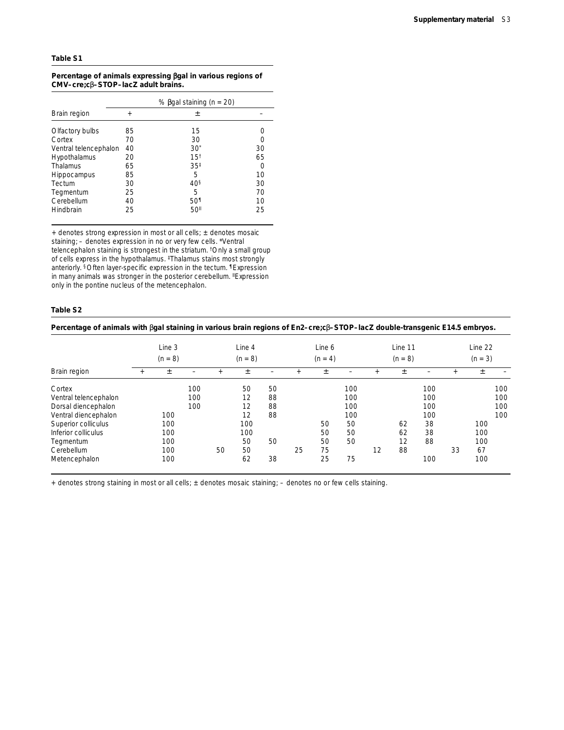**Table S1**

**Percentage of animals expressing βgal in various regions of CMV–cre;cβ–STOP–lacZ adult brains.**

| Brain region | % βgal staining (n = 20) | | |
|---|---|---|---|
| | + | ± | – |
| Olfactory bulbs | 85 | 15 | 0 |
| Cortex | 70 | 30 | 0 |
| Ventral telencephalon | 40 | 30* | 30 |
| Hypothalamus | 20 | 15† | 65 |
| Thalamus | 65 | 35‡ | 0 |
| Hippocampus | 85 | 5 | 10 |
| Tectum | 30 | 40§ | 30 |
| Tegmentum | 25 | 5 | 70 |
| Cerebellum | 40 | 50¶ | 10 |
| Hindbrain | 25 | 50‖ | 25 |

+ denotes strong expression in most or all cells; ± denotes mosaic staining; – denotes expression in no or very few cells. *Ventral telencephalon staining is strongest in the striatum. †Only a small group of cells express in the hypothalamus. ‡Thalamus stains most strongly anteriorly. §Often layer-specific expression in the tectum. ¶Expression in many animals was stronger in the posterior cerebellum. ‖Expression only in the pontine nucleus of the metencephalon.

**Table S2**

**Percentage of animals with βgal staining in various brain regions of En2–cre;cβ–STOP–lacZ double-transgenic E14.5 embryos.**

| Brain region | Line 3 (n = 8) | | | Line 4 (n = 8) | | | Line 6 (n = 4) | | | Line 11 (n = 8) | | | Line 22 (n = 3) | | |
|---|---|---|---|---|---|---|---|---|---|---|---|---|---|---|---|
| | + | ± | – | + | ± | – | + | ± | – | + | ± | – | + | ± | – |
| Cortex | | | 100 | | 50 | 50 | | | 100 | | | 100 | | | 100 |
| Ventral telencephalon | | | 100 | | 12 | 88 | | | 100 | | | 100 | | | 100 |
| Dorsal diencephalon | | | 100 | | 12 | 88 | | | 100 | | | 100 | | | 100 |
| Ventral diencephalon | | 100 | | | 12 | 88 | | | 100 | | | 100 | | | 100 |
| Superior colliculus | | 100 | | | 100 | | | 50 | 50 | | 62 | 38 | | 100 | |
| Inferior colliculus | | 100 | | | 100 | | | 50 | 50 | | 62 | 38 | | 100 | |
| Tegmentum | | 100 | | | 50 | 50 | | 50 | 50 | | 12 | 88 | | 100 | |
| Cerebellum | | 100 | | 50 | 50 | | 25 | 75 | | 12 | 88 | | 33 | 67 | |
| Metencephalon | | 100 | | | 62 | 38 | | 25 | 75 | | | 100 | | 100 | |

+ denotes strong staining in most or all cells; ± denotes mosaic staining; – denotes no or few cells staining.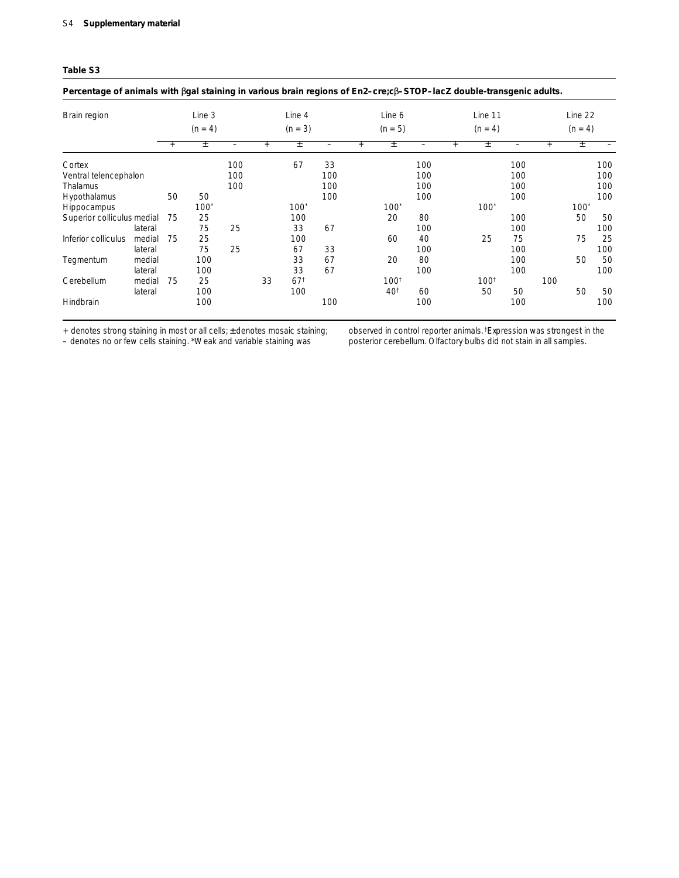**Table S3**

**Percentage of animals with βgal staining in various brain regions of En2–cre;cβ–STOP–lacZ double-transgenic adults.**

| Brain region | | Line 3 (n = 4) | | | Line 4 (n = 3) | | | Line 6 (n = 5) | | | Line 11 (n = 4) | | | Line 22 (n = 4) | | |
|---|---|---|---|---|---|---|---|---|---|---|---|---|---|---|---|---|
| | | + | ± | – | + | ± | – | + | ± | – | + | ± | – | + | ± | – |
| Cortex | | | | 100 | | 67 | 33 | | | 100 | | | 100 | | | 100 |
| Ventral telencephalon | | | | 100 | | | 100 | | | 100 | | | 100 | | | 100 |
| Thalamus | | | | 100 | | | 100 | | | 100 | | | 100 | | | 100 |
| Hypothalamus | | 50 | 50 | | | | 100 | | | 100 | | | 100 | | | 100 |
| Hippocampus | | | 100* | | | 100* | | | 100* | | | 100* | | | 100* | |
| Superior colliculus | medial | 75 | 25 | | | 100 | | | 20 | 80 | | | 100 | | 50 | 50 |
| | lateral | | 75 | 25 | | 33 | 67 | | | 100 | | | 100 | | | 100 |
| Inferior colliculus | medial | 75 | 25 | | | 100 | | | 60 | 40 | | 25 | 75 | | 75 | 25 |
| | lateral | | 75 | 25 | | 67 | 33 | | | 100 | | | 100 | | | 100 |
| Tegmentum | medial | | 100 | | | 33 | 67 | | 20 | 80 | | | 100 | | 50 | 50 |
| | lateral | | 100 | | | 33 | 67 | | | 100 | | | 100 | | | 100 |
| Cerebellum | medial | 75 | 25 | | 33 | 67† | | | 100† | | | 100† | | 100 | | |
| | lateral | | 100 | | | 100 | | | 40† | 60 | | 50 | 50 | | 50 | 50 |
| Hindbrain | | | 100 | | | | 100 | | | 100 | | | 100 | | | 100 |

+ denotes strong staining in most or all cells; ± denotes mosaic staining; – denotes no or few cells staining. *Weak and variable staining was observed in control reporter animals. †Expression was strongest in the posterior cerebellum. Olfactory bulbs did not stain in all samples.